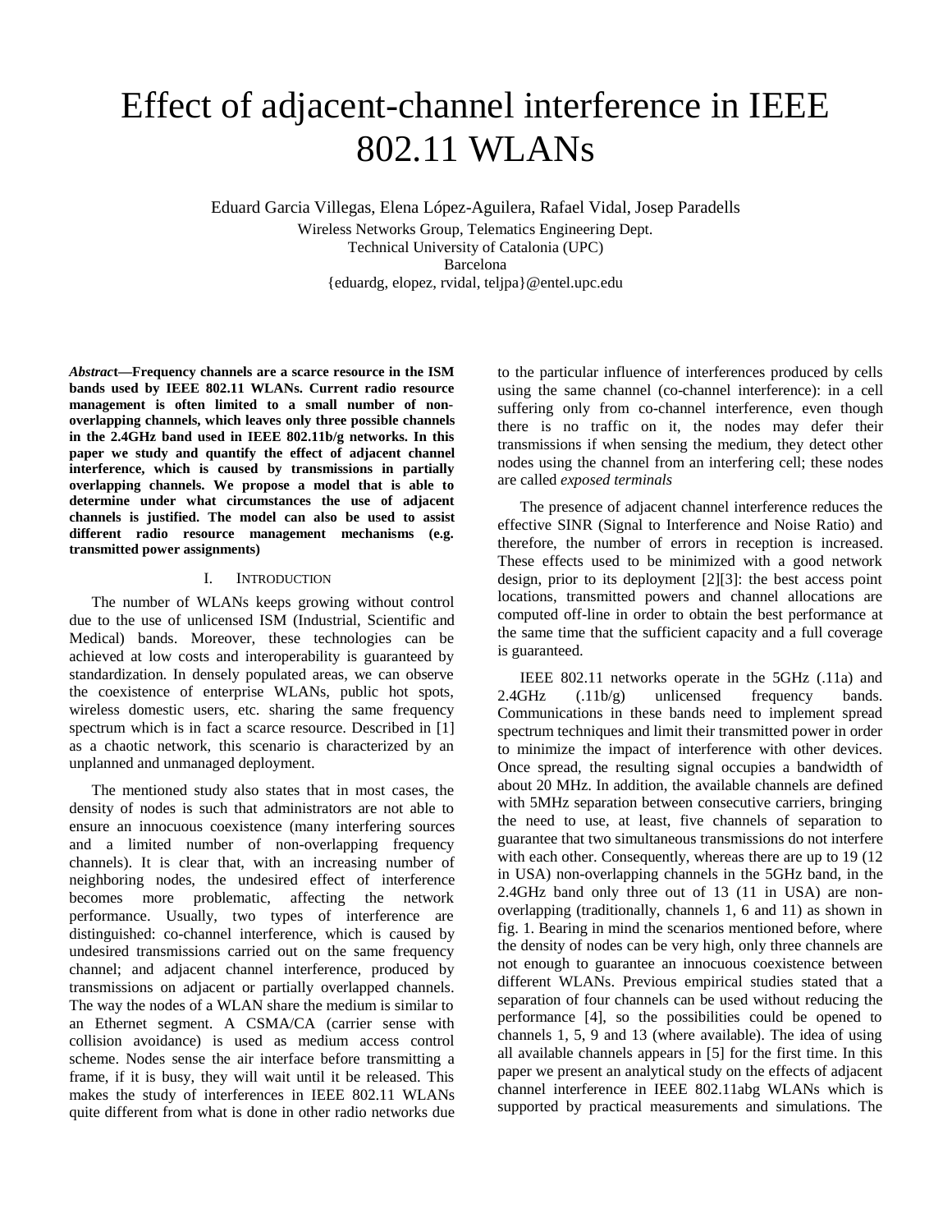# Effect of adjacent-channel interference in IEEE 802.11 WLANs

Eduard Garcia Villegas, Elena López-Aguilera, Rafael Vidal, Josep Paradells

Wireless Networks Group, Telematics Engineering Dept.
Technical University of Catalonia (UPC)
Barcelona
{eduardg, elopez, rvidal, teljpa}@entel.upc.edu

***Abstract*—Frequency channels are a scarce resource in the ISM bands used by IEEE 802.11 WLANs. Current radio resource management is often limited to a small number of non-overlapping channels, which leaves only three possible channels in the 2.4GHz band used in IEEE 802.11b/g networks. In this paper we study and quantify the effect of adjacent channel interference, which is caused by transmissions in partially overlapping channels. We propose a model that is able to determine under what circumstances the use of adjacent channels is justified. The model can also be used to assist different radio resource management mechanisms (e.g. transmitted power assignments)**

## I. Introduction

The number of WLANs keeps growing without control due to the use of unlicensed ISM (Industrial, Scientific and Medical) bands. Moreover, these technologies can be achieved at low costs and interoperability is guaranteed by standardization. In densely populated areas, we can observe the coexistence of enterprise WLANs, public hot spots, wireless domestic users, etc. sharing the same frequency spectrum which is in fact a scarce resource. Described in [1] as a chaotic network, this scenario is characterized by an unplanned and unmanaged deployment.

The mentioned study also states that in most cases, the density of nodes is such that administrators are not able to ensure an innocuous coexistence (many interfering sources and a limited number of non-overlapping frequency channels). It is clear that, with an increasing number of neighboring nodes, the undesired effect of interference becomes more problematic, affecting the network performance. Usually, two types of interference are distinguished: co-channel interference, which is caused by undesired transmissions carried out on the same frequency channel; and adjacent channel interference, produced by transmissions on adjacent or partially overlapped channels. The way the nodes of a WLAN share the medium is similar to an Ethernet segment. A CSMA/CA (carrier sense with collision avoidance) is used as medium access control scheme. Nodes sense the air interface before transmitting a frame, if it is busy, they will wait until it be released. This makes the study of interferences in IEEE 802.11 WLANs quite different from what is done in other radio networks due to the particular influence of interferences produced by cells using the same channel (co-channel interference): in a cell suffering only from co-channel interference, even though there is no traffic on it, the nodes may defer their transmissions if when sensing the medium, they detect other nodes using the channel from an interfering cell; these nodes are called *exposed terminals*

The presence of adjacent channel interference reduces the effective SINR (Signal to Interference and Noise Ratio) and therefore, the number of errors in reception is increased. These effects used to be minimized with a good network design, prior to its deployment [2][3]: the best access point locations, transmitted powers and channel allocations are computed off-line in order to obtain the best performance at the same time that the sufficient capacity and a full coverage is guaranteed.

IEEE 802.11 networks operate in the 5GHz (.11a) and 2.4GHz (.11b/g) unlicensed frequency bands. Communications in these bands need to implement spread spectrum techniques and limit their transmitted power in order to minimize the impact of interference with other devices. Once spread, the resulting signal occupies a bandwidth of about 20 MHz. In addition, the available channels are defined with 5MHz separation between consecutive carriers, bringing the need to use, at least, five channels of separation to guarantee that two simultaneous transmissions do not interfere with each other. Consequently, whereas there are up to 19 (12 in USA) non-overlapping channels in the 5GHz band, in the 2.4GHz band only three out of 13 (11 in USA) are non-overlapping (traditionally, channels 1, 6 and 11) as shown in fig. 1. Bearing in mind the scenarios mentioned before, where the density of nodes can be very high, only three channels are not enough to guarantee an innocuous coexistence between different WLANs. Previous empirical studies stated that a separation of four channels can be used without reducing the performance [4], so the possibilities could be opened to channels 1, 5, 9 and 13 (where available). The idea of using all available channels appears in [5] for the first time. In this paper we present an analytical study on the effects of adjacent channel interference in IEEE 802.11abg WLANs which is supported by practical measurements and simulations. The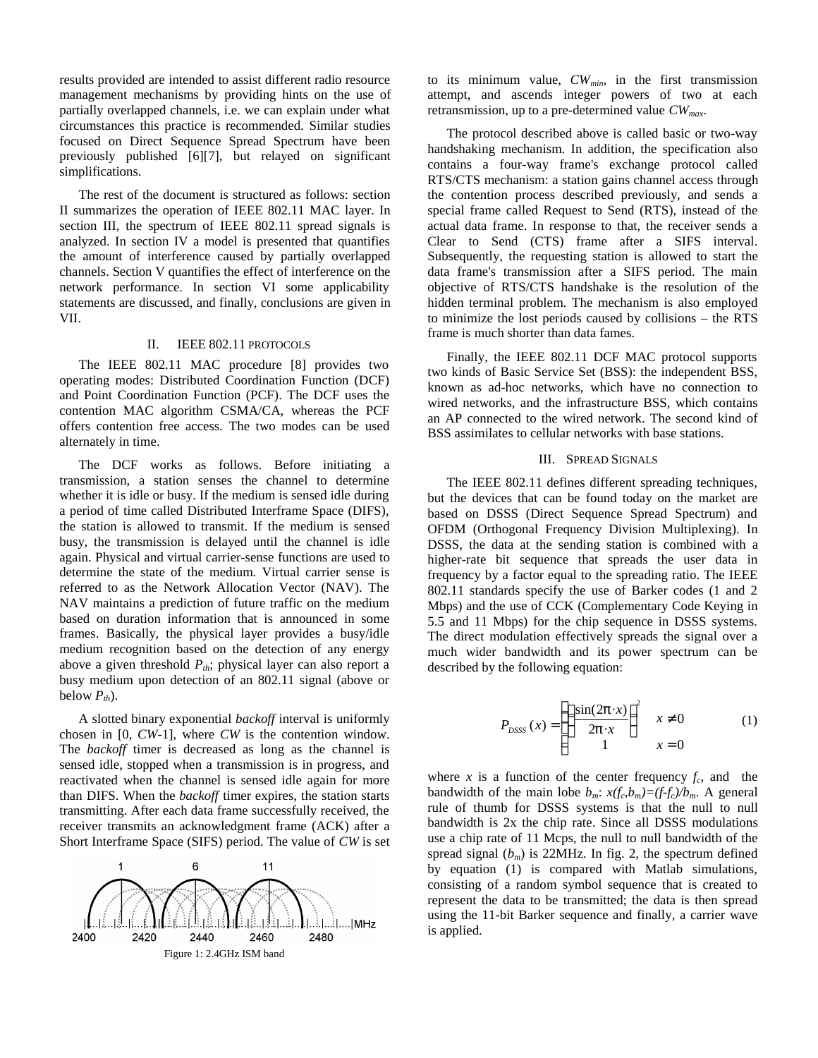results provided are intended to assist different radio resource management mechanisms by providing hints on the use of partially overlapped channels, i.e. we can explain under what circumstances this practice is recommended. Similar studies focused on Direct Sequence Spread Spectrum have been previously published [6][7], but relayed on significant simplifications.

The rest of the document is structured as follows: section II summarizes the operation of IEEE 802.11 MAC layer. In section III, the spectrum of IEEE 802.11 spread signals is analyzed. In section IV a model is presented that quantifies the amount of interference caused by partially overlapped channels. Section V quantifies the effect of interference on the network performance. In section VI some applicability statements are discussed, and finally, conclusions are given in VII.

## II. IEEE 802.11 PROTOCOLS

The IEEE 802.11 MAC procedure [8] provides two operating modes: Distributed Coordination Function (DCF) and Point Coordination Function (PCF). The DCF uses the contention MAC algorithm CSMA/CA, whereas the PCF offers contention free access. The two modes can be used alternately in time.

The DCF works as follows. Before initiating a transmission, a station senses the channel to determine whether it is idle or busy. If the medium is sensed idle during a period of time called Distributed Interframe Space (DIFS), the station is allowed to transmit. If the medium is sensed busy, the transmission is delayed until the channel is idle again. Physical and virtual carrier-sense functions are used to determine the state of the medium. Virtual carrier sense is referred to as the Network Allocation Vector (NAV). The NAV maintains a prediction of future traffic on the medium based on duration information that is announced in some frames. Basically, the physical layer provides a busy/idle medium recognition based on the detection of any energy above a given threshold $P_{th}$; physical layer can also report a busy medium upon detection of an 802.11 signal (above or below $P_{th}$).

A slotted binary exponential *backoff* interval is uniformly chosen in [0, *CW*-1], where *CW* is the contention window. The *backoff* timer is decreased as long as the channel is sensed idle, stopped when a transmission is in progress, and reactivated when the channel is sensed idle again for more than DIFS. When the *backoff* timer expires, the station starts transmitting. After each data frame successfully received, the receiver transmits an acknowledgment frame (ACK) after a Short Interframe Space (SIFS) period. The value of *CW* is set to its minimum value, $CW_{min}$, in the first transmission attempt, and ascends integer powers of two at each retransmission, up to a pre-determined value $CW_{max}$.

Figure 1: 2.4GHz ISM band

The protocol described above is called basic or two-way handshaking mechanism. In addition, the specification also contains a four-way frame's exchange protocol called RTS/CTS mechanism: a station gains channel access through the contention process described previously, and sends a special frame called Request to Send (RTS), instead of the actual data frame. In response to that, the receiver sends a Clear to Send (CTS) frame after a SIFS interval. Subsequently, the requesting station is allowed to start the data frame's transmission after a SIFS period. The main objective of RTS/CTS handshake is the resolution of the hidden terminal problem. The mechanism is also employed to minimize the lost periods caused by collisions – the RTS frame is much shorter than data fames.

Finally, the IEEE 802.11 DCF MAC protocol supports two kinds of Basic Service Set (BSS): the independent BSS, known as ad-hoc networks, which have no connection to wired networks, and the infrastructure BSS, which contains an AP connected to the wired network. The second kind of BSS assimilates to cellular networks with base stations.

## III. SPREAD SIGNALS

The IEEE 802.11 defines different spreading techniques, but the devices that can be found today on the market are based on DSSS (Direct Sequence Spread Spectrum) and OFDM (Orthogonal Frequency Division Multiplexing). In DSSS, the data at the sending station is combined with a higher-rate bit sequence that spreads the user data in frequency by a factor equal to the spreading ratio. The IEEE 802.11 standards specify the use of Barker codes (1 and 2 Mbps) and the use of CCK (Complementary Code Keying in 5.5 and 11 Mbps) for the chip sequence in DSSS systems. The direct modulation effectively spreads the signal over a much wider bandwidth and its power spectrum can be described by the following equation:

$$P_{DSSS}(x) = \begin{cases} \left( \dfrac{\sin(2\pi \cdot x)}{2\pi \cdot x} \right)^2 & x \neq 0 \\ 1 & x = 0 \end{cases} \qquad (1)$$

where $x$ is a function of the center frequency $f_c$, and the bandwidth of the main lobe $b_m$: $x(f_c,b_m)=(f-f_c)/b_m$. A general rule of thumb for DSSS systems is that the null to null bandwidth is 2x the chip rate. Since all DSSS modulations use a chip rate of 11 Mcps, the null to null bandwidth of the spread signal ($b_m$) is 22MHz. In fig. 2, the spectrum defined by equation (1) is compared with Matlab simulations, consisting of a random symbol sequence that is created to represent the data to be transmitted; the data is then spread using the 11-bit Barker sequence and finally, a carrier wave is applied.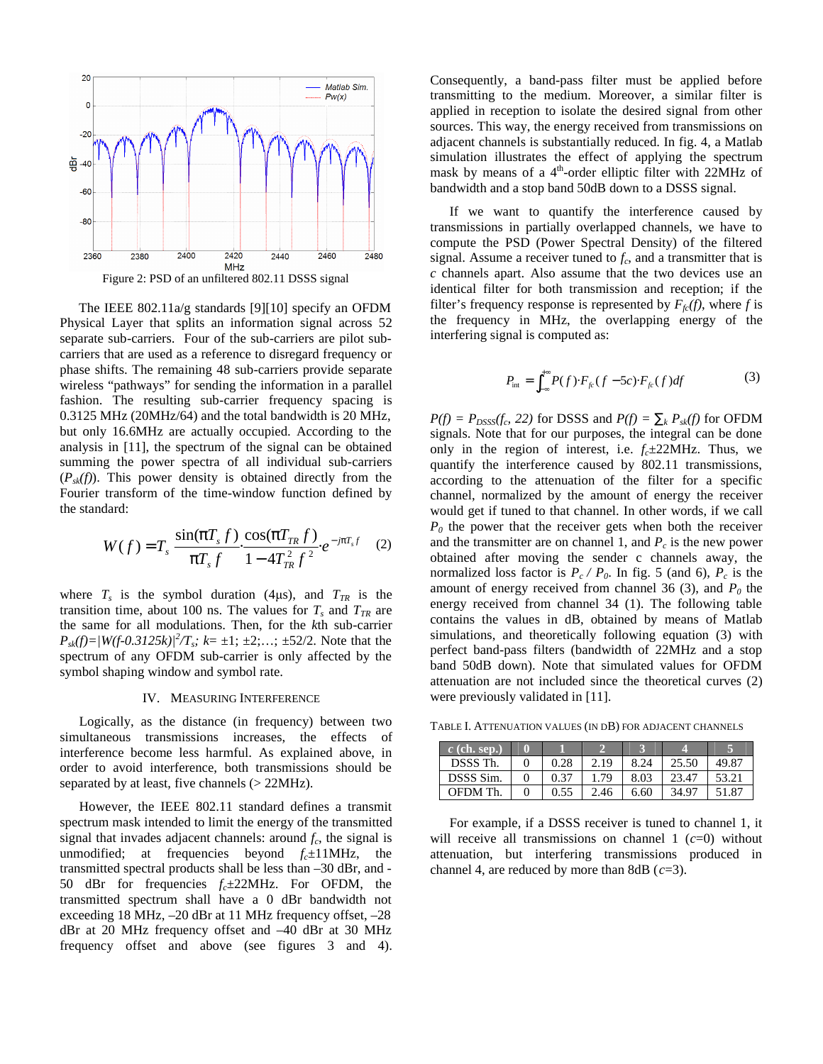Figure 2: PSD of an unfiltered 802.11 DSSS signal

The IEEE 802.11a/g standards [9][10] specify an OFDM Physical Layer that splits an information signal across 52 separate sub-carriers. Four of the sub-carriers are pilot sub-carriers that are used as a reference to disregard frequency or phase shifts. The remaining 48 sub-carriers provide separate wireless "pathways" for sending the information in a parallel fashion. The resulting sub-carrier frequency spacing is 0.3125 MHz (20MHz/64) and the total bandwidth is 20 MHz, but only 16.6MHz are actually occupied. According to the analysis in [11], the spectrum of the signal can be obtained summing the power spectra of all individual sub-carriers ($P_{sk}(f)$). This power density is obtained directly from the Fourier transform of the time-window function defined by the standard:

$$W(f) = T_s \frac{\sin(\pi T_s f)}{\pi T_s f} \cdot \frac{\cos(\pi T_{TR} f)}{1 - 4T_{TR}^2 f^2} \cdot e^{-j\pi T_s f} \qquad (2)$$

where $T_s$ is the symbol duration (4μs), and $T_{TR}$ is the transition time, about 100 ns. The values for $T_s$ and $T_{TR}$ are the same for all modulations. Then, for the $k$th sub-carrier $P_{sk}(f)=|W(f-0.3125k)|^2/T_s$; $k=\pm1; \pm2;\ldots; \pm52/2$. Note that the spectrum of any OFDM sub-carrier is only affected by the symbol shaping window and symbol rate.

## IV. Measuring Interference

Logically, as the distance (in frequency) between two simultaneous transmissions increases, the effects of interference become less harmful. As explained above, in order to avoid interference, both transmissions should be separated by at least, five channels (> 22MHz).

However, the IEEE 802.11 standard defines a transmit spectrum mask intended to limit the energy of the transmitted signal that invades adjacent channels: around $f_c$, the signal is unmodified; at frequencies beyond $f_c\pm11$MHz, the transmitted spectral products shall be less than –30 dBr, and -50 dBr for frequencies $f_c\pm22$MHz. For OFDM, the transmitted spectrum shall have a 0 dBr bandwidth not exceeding 18 MHz, –20 dBr at 11 MHz frequency offset, –28 dBr at 20 MHz frequency offset and –40 dBr at 30 MHz frequency offset and above (see figures 3 and 4). Consequently, a band-pass filter must be applied before transmitting to the medium. Moreover, a similar filter is applied in reception to isolate the desired signal from other sources. This way, the energy received from transmissions on adjacent channels is substantially reduced. In fig. 4, a Matlab simulation illustrates the effect of applying the spectrum mask by means of a 4[th]-order elliptic filter with 22MHz of bandwidth and a stop band 50dB down to a DSSS signal.

If we want to quantify the interference caused by transmissions in partially overlapped channels, we have to compute the PSD (Power Spectral Density) of the filtered signal. Assume a receiver tuned to $f_c$, and a transmitter that is $c$ channels apart. Also assume that the two devices use an identical filter for both transmission and reception; if the filter's frequency response is represented by $F_{fc}(f)$, where $f$ is the frequency in MHz, the overlapping energy of the interfering signal is computed as:

$$P_{\text{int}} = \int_{-\infty}^{+\infty} P(f) \cdot F_{fc}(f - 5c) \cdot F_{fc}(f) df \qquad (3)$$

$P(f) = P_{DSSS}(f_c, 22)$ for DSSS and $P(f) = \sum_k P_{sk}(f)$ for OFDM signals. Note that for our purposes, the integral can be done only in the region of interest, i.e. $f_c\pm22$MHz. Thus, we quantify the interference caused by 802.11 transmissions, according to the attenuation of the filter for a specific channel, normalized by the amount of energy the receiver would get if tuned to that channel. In other words, if we call $P_0$ the power that the receiver gets when both the receiver and the transmitter are on channel 1, and $P_c$ is the new power obtained after moving the sender c channels away, the normalized loss factor is $P_c / P_0$. In fig. 5 (and 6), $P_c$ is the amount of energy received from channel 36 (3), and $P_0$ the energy received from channel 34 (1). The following table contains the values in dB, obtained by means of Matlab simulations, and theoretically following equation (3) with perfect band-pass filters (bandwidth of 22MHz and a stop band 50dB down). Note that simulated values for OFDM attenuation are not included since the theoretical curves (2) were previously validated in [11].

Table I. Attenuation values (in dB) for adjacent channels

| $c$ (ch. sep.) | 0 | 1 | 2 | 3 | 4 | 5 |
|---|---|---|---|---|---|---|
| DSSS Th. | 0 | 0.28 | 2.19 | 8.24 | 25.50 | 49.87 |
| DSSS Sim. | 0 | 0.37 | 1.79 | 8.03 | 23.47 | 53.21 |
| OFDM Th. | 0 | 0.55 | 2.46 | 6.60 | 34.97 | 51.87 |

For example, if a DSSS receiver is tuned to channel 1, it will receive all transmissions on channel 1 ($c$=0) without attenuation, but interfering transmissions produced in channel 4, are reduced by more than 8dB ($c$=3).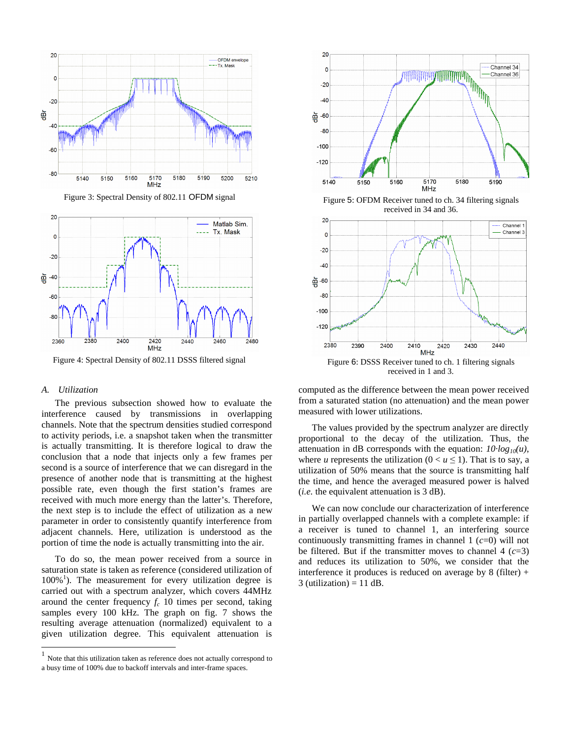Figure 3: Spectral Density of 802.11 OFDM signal

Figure 4: Spectral Density of 802.11 DSSS filtered signal

Figure 5: OFDM Receiver tuned to ch. 34 filtering signals received in 34 and 36.

Figure 6: DSSS Receiver tuned to ch. 1 filtering signals received in 1 and 3.

### *A. Utilization*

The previous subsection showed how to evaluate the interference caused by transmissions in overlapping channels. Note that the spectrum densities studied correspond to activity periods, i.e. a snapshot taken when the transmitter is actually transmitting. It is therefore logical to draw the conclusion that a node that injects only a few frames per second is a source of interference that we can disregard in the presence of another node that is transmitting at the highest possible rate, even though the first station's frames are received with much more energy than the latter's. Therefore, the next step is to include the effect of utilization as a new parameter in order to consistently quantify interference from adjacent channels. Here, utilization is understood as the portion of time the node is actually transmitting into the air.

To do so, the mean power received from a source in saturation state is taken as reference (considered utilization of 100%[1]). The measurement for every utilization degree is carried out with a spectrum analyzer, which covers 44MHz around the center frequency $f_c$ 10 times per second, taking samples every 100 kHz. The graph on fig. 7 shows the resulting average attenuation (normalized) equivalent to a given utilization degree. This equivalent attenuation is computed as the difference between the mean power received from a saturated station (no attenuation) and the mean power measured with lower utilizations.

The values provided by the spectrum analyzer are directly proportional to the decay of the utilization. Thus, the attenuation in dB corresponds with the equation: $10 \cdot log_{10}(u)$, where $u$ represents the utilization ($0 < u \leq 1$). That is to say, a utilization of 50% means that the source is transmitting half the time, and hence the averaged measured power is halved (*i.e.* the equivalent attenuation is 3 dB).

We can now conclude our characterization of interference in partially overlapped channels with a complete example: if a receiver is tuned to channel 1, an interfering source continuously transmitting frames in channel 1 ($c$=0) will not be filtered. But if the transmitter moves to channel 4 ($c$=3) and reduces its utilization to 50%, we consider that the interference it produces is reduced on average by 8 (filter) + 3 (utilization) = 11 dB.

---

[1] Note that this utilization taken as reference does not actually correspond to a busy time of 100% due to backoff intervals and inter-frame spaces.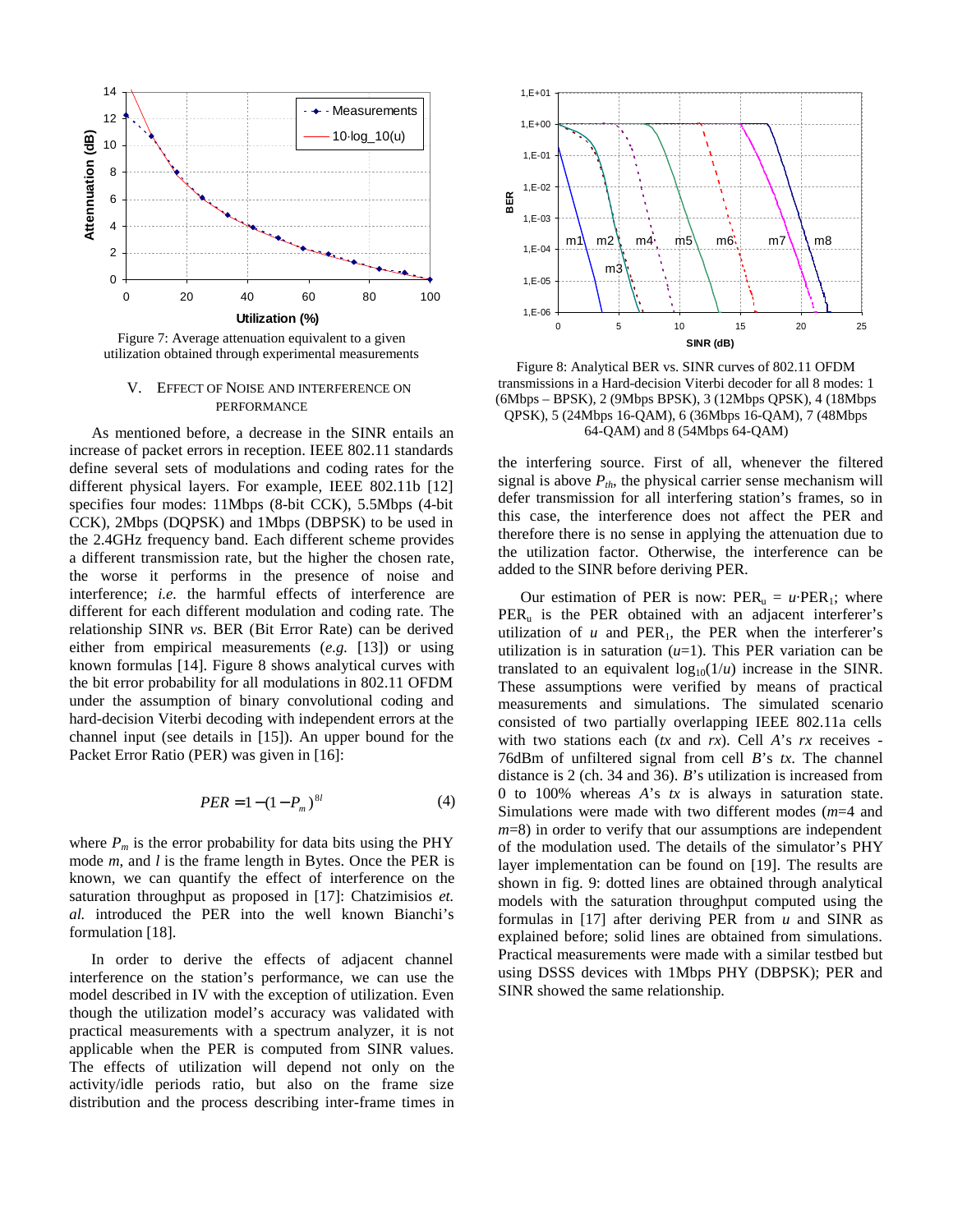Figure 7: Average attenuation equivalent to a given utilization obtained through experimental measurements

## V. Effect of Noise and Interference on Performance

As mentioned before, a decrease in the SINR entails an increase of packet errors in reception. IEEE 802.11 standards define several sets of modulations and coding rates for the different physical layers. For example, IEEE 802.11b [12] specifies four modes: 11Mbps (8-bit CCK), 5.5Mbps (4-bit CCK), 2Mbps (DQPSK) and 1Mbps (DBPSK) to be used in the 2.4GHz frequency band. Each different scheme provides a different transmission rate, but the higher the chosen rate, the worse it performs in the presence of noise and interference; *i.e.* the harmful effects of interference are different for each different modulation and coding rate. The relationship SINR *vs.* BER (Bit Error Rate) can be derived either from empirical measurements (*e.g.* [13]) or using known formulas [14]. Figure 8 shows analytical curves with the bit error probability for all modulations in 802.11 OFDM under the assumption of binary convolutional coding and hard-decision Viterbi decoding with independent errors at the channel input (see details in [15]). An upper bound for the Packet Error Ratio (PER) was given in [16]:

$$PER = 1 - (1 - P_m)^{8l} \qquad (4)$$

where $P_m$ is the error probability for data bits using the PHY mode $m$, and $l$ is the frame length in Bytes. Once the PER is known, we can quantify the effect of interference on the saturation throughput as proposed in [17]: Chatzimisios *et. al.* introduced the PER into the well known Bianchi's formulation [18].

In order to derive the effects of adjacent channel interference on the station's performance, we can use the model described in IV with the exception of utilization. Even though the utilization model's accuracy was validated with practical measurements with a spectrum analyzer, it is not applicable when the PER is computed from SINR values. The effects of utilization will depend not only on the activity/idle periods ratio, but also on the frame size distribution and the process describing inter-frame times in the interfering source. First of all, whenever the filtered signal is above $P_{th}$, the physical carrier sense mechanism will defer transmission for all interfering station's frames, so in this case, the interference does not affect the PER and therefore there is no sense in applying the attenuation due to the utilization factor. Otherwise, the interference can be added to the SINR before deriving PER.

Figure 8: Analytical BER vs. SINR curves of 802.11 OFDM transmissions in a Hard-decision Viterbi decoder for all 8 modes: 1 (6Mbps – BPSK), 2 (9Mbps BPSK), 3 (12Mbps QPSK), 4 (18Mbps QPSK), 5 (24Mbps 16-QAM), 6 (36Mbps 16-QAM), 7 (48Mbps 64-QAM) and 8 (54Mbps 64-QAM)

Our estimation of PER is now: $PER_u = u \cdot PER_1$; where $PER_u$ is the PER obtained with an adjacent interferer's utilization of $u$ and $PER_1$, the PER when the interferer's utilization is in saturation ($u$=1). This PER variation can be translated to an equivalent $\log_{10}(1/u)$ increase in the SINR. These assumptions were verified by means of practical measurements and simulations. The simulated scenario consisted of two partially overlapping IEEE 802.11a cells with two stations each (*tx* and *rx*). Cell *A*'s *rx* receives -76dBm of unfiltered signal from cell *B*'s *tx*. The channel distance is 2 (ch. 34 and 36). *B*'s utilization is increased from 0 to 100% whereas *A*'s *tx* is always in saturation state. Simulations were made with two different modes ($m$=4 and $m$=8) in order to verify that our assumptions are independent of the modulation used. The details of the simulator's PHY layer implementation can be found on [19]. The results are shown in fig. 9: dotted lines are obtained through analytical models with the saturation throughput computed using the formulas in [17] after deriving PER from $u$ and SINR as explained before; solid lines are obtained from simulations. Practical measurements were made with a similar testbed but using DSSS devices with 1Mbps PHY (DBPSK); PER and SINR showed the same relationship.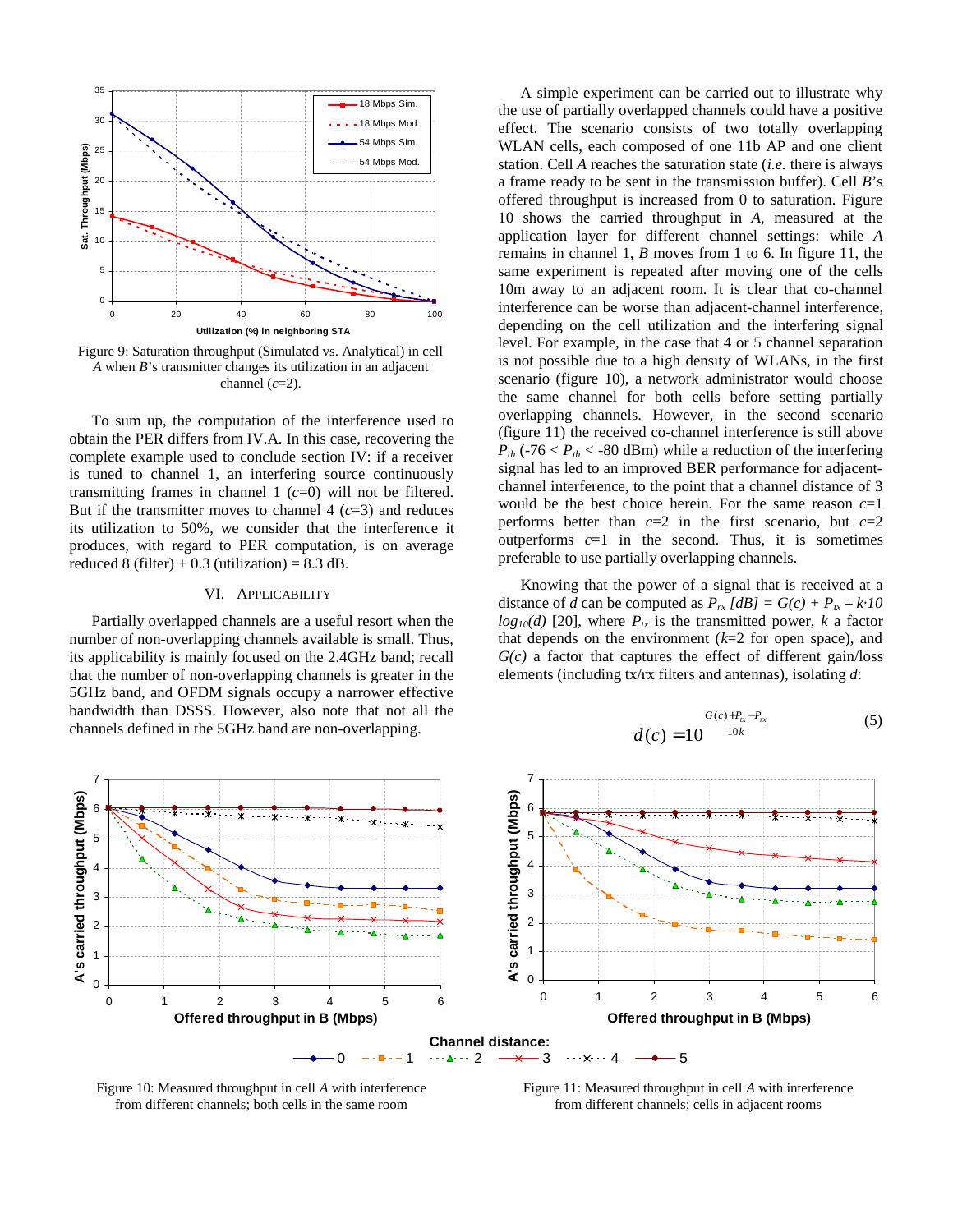Figure 9: Saturation throughput (Simulated vs. Analytical) in cell *A* when *B*'s transmitter changes its utilization in an adjacent channel ($c$=2).

To sum up, the computation of the interference used to obtain the PER differs from IV.A. In this case, recovering the complete example used to conclude section IV: if a receiver is tuned to channel 1, an interfering source continuously transmitting frames in channel 1 ($c$=0) will not be filtered. But if the transmitter moves to channel 4 ($c$=3) and reduces its utilization to 50%, we consider that the interference it produces, with regard to PER computation, is on average reduced 8 (filter) + 0.3 (utilization) = 8.3 dB.

## VI. Applicability

Partially overlapped channels are a useful resort when the number of non-overlapping channels available is small. Thus, its applicability is mainly focused on the 2.4GHz band; recall that the number of non-overlapping channels is greater in the 5GHz band, and OFDM signals occupy a narrower effective bandwidth than DSSS. However, also note that not all the channels defined in the 5GHz band are non-overlapping.

A simple experiment can be carried out to illustrate why the use of partially overlapped channels could have a positive effect. The scenario consists of two totally overlapping WLAN cells, each composed of one 11b AP and one client station. Cell *A* reaches the saturation state (*i.e.* there is always a frame ready to be sent in the transmission buffer). Cell *B*'s offered throughput is increased from 0 to saturation. Figure 10 shows the carried throughput in *A*, measured at the application layer for different channel settings: while *A* remains in channel 1, *B* moves from 1 to 6. In figure 11, the same experiment is repeated after moving one of the cells 10m away to an adjacent room. It is clear that co-channel interference can be worse than adjacent-channel interference, depending on the cell utilization and the interfering signal level. For example, in the case that 4 or 5 channel separation is not possible due to a high density of WLANs, in the first scenario (figure 10), a network administrator would choose the same channel for both cells before setting partially overlapping channels. However, in the second scenario (figure 11) the received co-channel interference is still above $P_{th}$ ($-76 < P_{th} < -80$ dBm) while a reduction of the interfering signal has led to an improved BER performance for adjacent-channel interference, to the point that a channel distance of 3 would be the best choice herein. For the same reason $c$=1 performs better than $c$=2 in the first scenario, but $c$=2 outperforms $c$=1 in the second. Thus, it is sometimes preferable to use partially overlapping channels.

Knowing that the power of a signal that is received at a distance of $d$ can be computed as $P_{rx}\,[dB] = G(c) + P_{tx} - k{\cdot}10\,log_{10}(d)$ [20], where $P_{tx}$ is the transmitted power, $k$ a factor that depends on the environment ($k$=2 for open space), and $G(c)$ a factor that captures the effect of different gain/loss elements (including tx/rx filters and antennas), isolating $d$:

$$d(c) = 10^{\frac{G(c)+P_{tx}-P_{rx}}{10k}} \quad (5)$$

Figure 10: Measured throughput in cell *A* with interference from different channels; both cells in the same room

Figure 11: Measured throughput in cell *A* with interference from different channels; cells in adjacent rooms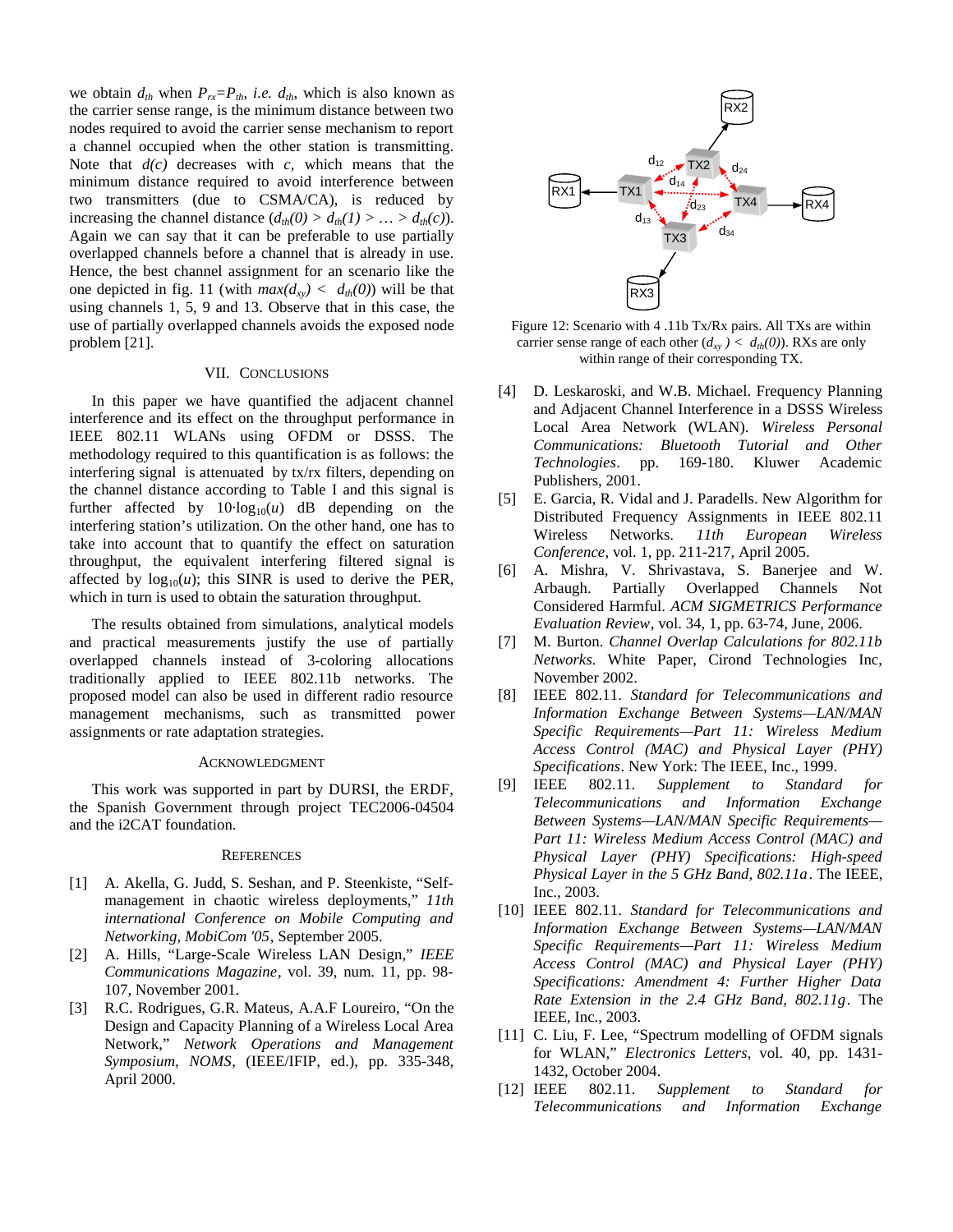we obtain $d_{th}$ when $P_{rx}$=$P_{th}$, *i.e.* $d_{th}$, which is also known as the carrier sense range, is the minimum distance between two nodes required to avoid the carrier sense mechanism to report a channel occupied when the other station is transmitting. Note that $d(c)$ decreases with $c$, which means that the minimum distance required to avoid interference between two transmitters (due to CSMA/CA), is reduced by increasing the channel distance ($d_{th}(0) > d_{th}(1) > \ldots > d_{th}(c)$). Again we can say that it can be preferable to use partially overlapped channels before a channel that is already in use. Hence, the best channel assignment for an scenario like the one depicted in fig. 11 (with $max(d_{xy}) < d_{th}(0)$) will be that using channels 1, 5, 9 and 13. Observe that in this case, the use of partially overlapped channels avoids the exposed node problem [21].

Figure 12: Scenario with 4 .11b Tx/Rx pairs. All TXs are within carrier sense range of each other ($d_{xy}$ ) < $d_{th}(0)$). RXs are only within range of their corresponding TX.

## VII. Conclusions

In this paper we have quantified the adjacent channel interference and its effect on the throughput performance in IEEE 802.11 WLANs using OFDM or DSSS. The methodology required to this quantification is as follows: the interfering signal is attenuated by tx/rx filters, depending on the channel distance according to Table I and this signal is further affected by $10 \cdot \log_{10}(u)$ dB depending on the interfering station's utilization. On the other hand, one has to take into account that to quantify the effect on saturation throughput, the equivalent interfering filtered signal is affected by $\log_{10}(u)$; this SINR is used to derive the PER, which in turn is used to obtain the saturation throughput.

The results obtained from simulations, analytical models and practical measurements justify the use of partially overlapped channels instead of 3-coloring allocations traditionally applied to IEEE 802.11b networks. The proposed model can also be used in different radio resource management mechanisms, such as transmitted power assignments or rate adaptation strategies.

## Acknowledgment

This work was supported in part by DURSI, the ERDF, the Spanish Government through project TEC2006-04504 and the i2CAT foundation.

## References

[1] A. Akella, G. Judd, S. Seshan, and P. Steenkiste, "Self-management in chaotic wireless deployments," *11th international Conference on Mobile Computing and Networking, MobiCom '05*, September 2005.

[2] A. Hills, "Large-Scale Wireless LAN Design," *IEEE Communications Magazine*, vol. 39, num. 11, pp. 98-107, November 2001.

[3] R.C. Rodrigues, G.R. Mateus, A.A.F Loureiro, "On the Design and Capacity Planning of a Wireless Local Area Network," *Network Operations and Management Symposium, NOMS*, (IEEE/IFIP, ed.), pp. 335-348, April 2000.

[4] D. Leskaroski, and W.B. Michael. Frequency Planning and Adjacent Channel Interference in a DSSS Wireless Local Area Network (WLAN). *Wireless Personal Communications: Bluetooth Tutorial and Other Technologies*. pp. 169-180. Kluwer Academic Publishers, 2001.

[5] E. Garcia, R. Vidal and J. Paradells. New Algorithm for Distributed Frequency Assignments in IEEE 802.11 Wireless Networks. *11th European Wireless Conference*, vol. 1, pp. 211-217, April 2005.

[6] A. Mishra, V. Shrivastava, S. Banerjee and W. Arbaugh. Partially Overlapped Channels Not Considered Harmful. *ACM SIGMETRICS Performance Evaluation Review*, vol. 34, 1, pp. 63-74, June, 2006.

[7] M. Burton. *Channel Overlap Calculations for 802.11b Networks.* White Paper, Cirond Technologies Inc, November 2002.

[8] IEEE 802.11. *Standard for Telecommunications and Information Exchange Between Systems—LAN/MAN Specific Requirements—Part 11: Wireless Medium Access Control (MAC) and Physical Layer (PHY) Specifications*. New York: The IEEE, Inc., 1999.

[9] IEEE 802.11. *Supplement to Standard for Telecommunications and Information Exchange Between Systems—LAN/MAN Specific Requirements—Part 11: Wireless Medium Access Control (MAC) and Physical Layer (PHY) Specifications: High-speed Physical Layer in the 5 GHz Band, 802.11a*. The IEEE, Inc., 2003.

[10] IEEE 802.11. *Standard for Telecommunications and Information Exchange Between Systems—LAN/MAN Specific Requirements—Part 11: Wireless Medium Access Control (MAC) and Physical Layer (PHY) Specifications: Amendment 4: Further Higher Data Rate Extension in the 2.4 GHz Band, 802.11g*. The IEEE, Inc., 2003.

[11] C. Liu, F. Lee, "Spectrum modelling of OFDM signals for WLAN," *Electronics Letters*, vol. 40, pp. 1431-1432, October 2004.

[12] IEEE 802.11. *Supplement to Standard for Telecommunications and Information Exchange*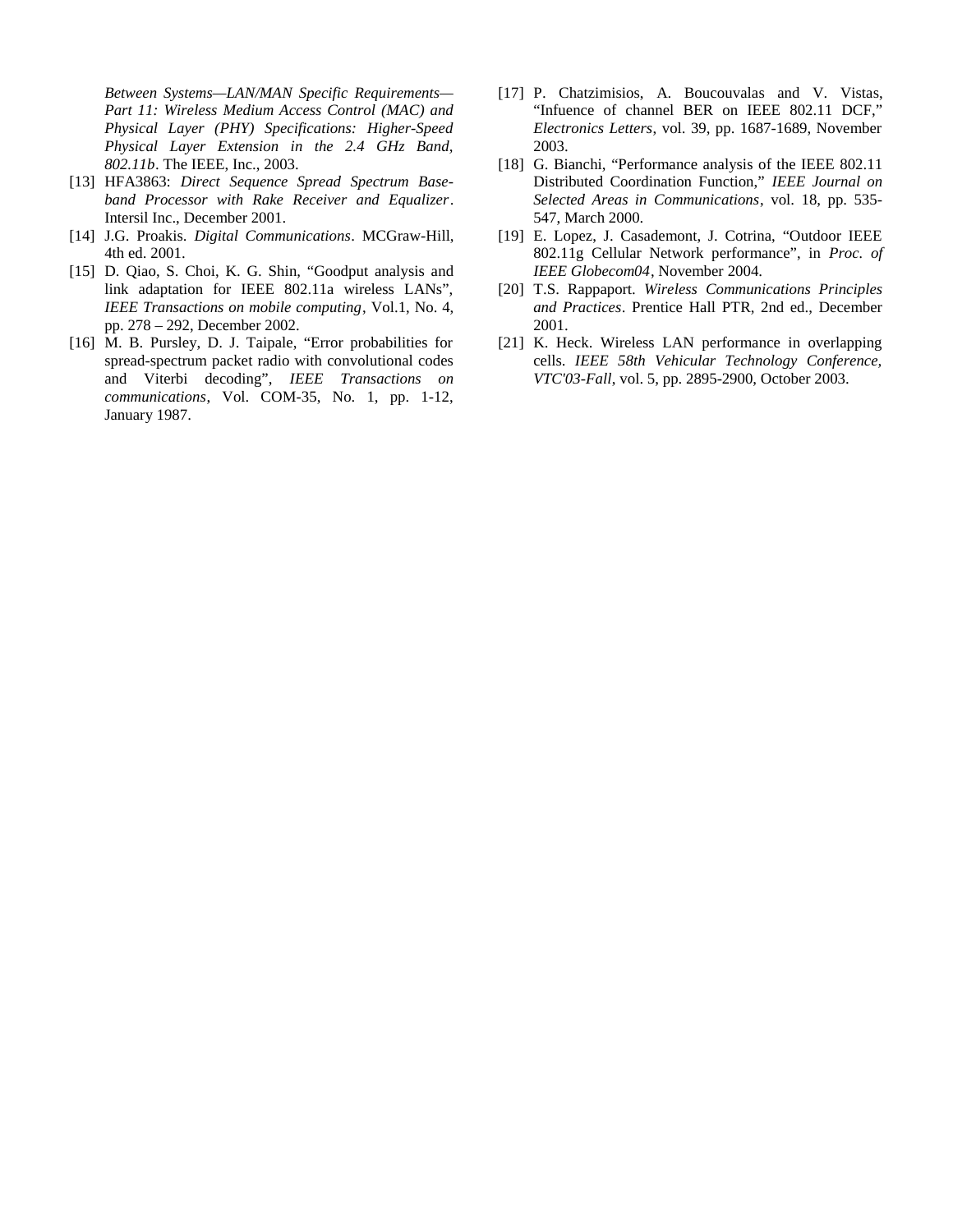*Between Systems—LAN/MAN Specific Requirements—Part 11: Wireless Medium Access Control (MAC) and Physical Layer (PHY) Specifications: Higher-Speed Physical Layer Extension in the 2.4 GHz Band, 802.11b*. The IEEE, Inc., 2003.

[13] HFA3863: *Direct Sequence Spread Spectrum Baseband Processor with Rake Receiver and Equalizer*. Intersil Inc., December 2001.

[14] J.G. Proakis. *Digital Communications*. MCGraw-Hill, 4th ed. 2001.

[15] D. Qiao, S. Choi, K. G. Shin, "Goodput analysis and link adaptation for IEEE 802.11a wireless LANs", *IEEE Transactions on mobile computing*, Vol.1, No. 4, pp. 278 – 292, December 2002.

[16] M. B. Pursley, D. J. Taipale, "Error probabilities for spread-spectrum packet radio with convolutional codes and Viterbi decoding", *IEEE Transactions on communications*, Vol. COM-35, No. 1, pp. 1-12, January 1987.

[17] P. Chatzimisios, A. Boucouvalas and V. Vistas, "Infuence of channel BER on IEEE 802.11 DCF," *Electronics Letters*, vol. 39, pp. 1687-1689, November 2003.

[18] G. Bianchi, "Performance analysis of the IEEE 802.11 Distributed Coordination Function," *IEEE Journal on Selected Areas in Communications*, vol. 18, pp. 535-547, March 2000.

[19] E. Lopez, J. Casademont, J. Cotrina, "Outdoor IEEE 802.11g Cellular Network performance", in *Proc. of IEEE Globecom04*, November 2004.

[20] T.S. Rappaport. *Wireless Communications Principles and Practices*. Prentice Hall PTR, 2nd ed., December 2001.

[21] K. Heck. Wireless LAN performance in overlapping cells. *IEEE 58th Vehicular Technology Conference, VTC'03-Fall*, vol. 5, pp. 2895-2900, October 2003.